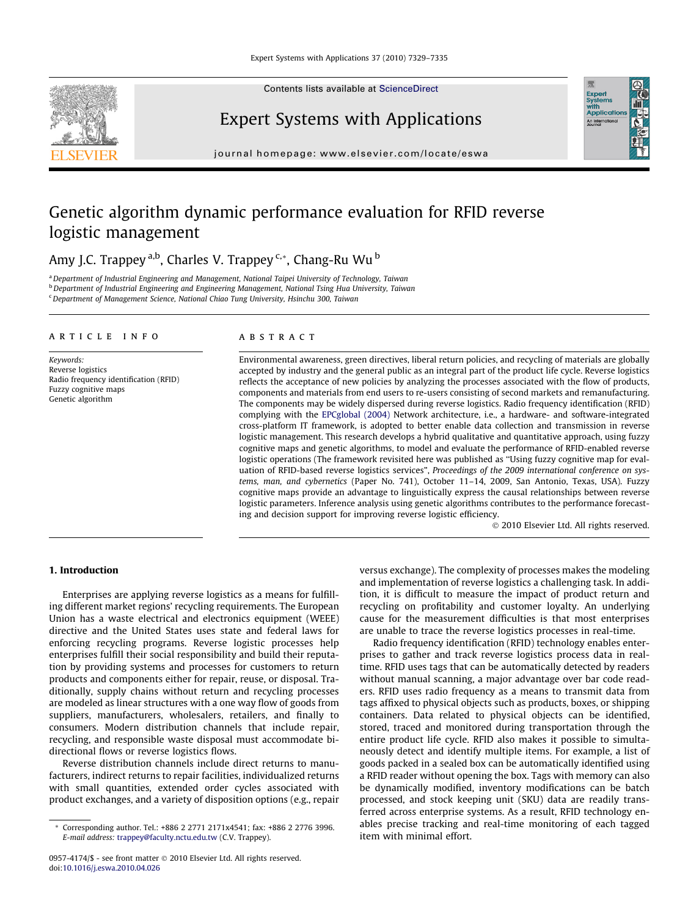# Genetic algorithm dynamic performance evaluation for RFID reverse logistic management

Amy J.C. Trappey [a,b], Charles V. Trappey [c,*], Chang-Ru Wu [b]

[a] Department of Industrial Engineering and Management, National Taipei University of Technology, Taiwan
[b] Department of Industrial Engineering and Engineering Management, National Tsing Hua University, Taiwan
[c] Department of Management Science, National Chiao Tung University, Hsinchu 300, Taiwan

## ARTICLE INFO

*Keywords:*
Reverse logistics
Radio frequency identification (RFID)
Fuzzy cognitive maps
Genetic algorithm

## ABSTRACT

Environmental awareness, green directives, liberal return policies, and recycling of materials are globally accepted by industry and the general public as an integral part of the product life cycle. Reverse logistics reflects the acceptance of new policies by analyzing the processes associated with the flow of products, components and materials from end users to re-users consisting of second markets and remanufacturing. The components may be widely dispersed during reverse logistics. Radio frequency identification (RFID) complying with the EPCglobal (2004) Network architecture, i.e., a hardware- and software-integrated cross-platform IT framework, is adopted to better enable data collection and transmission in reverse logistic management. This research develops a hybrid qualitative and quantitative approach, using fuzzy cognitive maps and genetic algorithms, to model and evaluate the performance of RFID-enabled reverse logistic operations (The framework revisited here was published as "Using fuzzy cognitive map for evaluation of RFID-based reverse logistics services", *Proceedings of the 2009 international conference on systems, man, and cybernetics* (Paper No. 741), October 11–14, 2009, San Antonio, Texas, USA). Fuzzy cognitive maps provide an advantage to linguistically express the causal relationships between reverse logistic parameters. Inference analysis using genetic algorithms contributes to the performance forecasting and decision support for improving reverse logistic efficiency.

© 2010 Elsevier Ltd. All rights reserved.

## 1. Introduction

Enterprises are applying reverse logistics as a means for fulfilling different market regions' recycling requirements. The European Union has a waste electrical and electronics equipment (WEEE) directive and the United States uses state and federal laws for enforcing recycling programs. Reverse logistic processes help enterprises fulfill their social responsibility and build their reputation by providing systems and processes for customers to return products and components either for repair, reuse, or disposal. Traditionally, supply chains without return and recycling processes are modeled as linear structures with a one way flow of goods from suppliers, manufacturers, wholesalers, retailers, and finally to consumers. Modern distribution channels that include repair, recycling, and responsible waste disposal must accommodate bi-directional flows or reverse logistics flows.

Reverse distribution channels include direct returns to manufacturers, indirect returns to repair facilities, individualized returns with small quantities, extended order cycles associated with product exchanges, and a variety of disposition options (e.g., repair versus exchange). The complexity of processes makes the modeling and implementation of reverse logistics a challenging task. In addition, it is difficult to measure the impact of product return and recycling on profitability and customer loyalty. An underlying cause for the measurement difficulties is that most enterprises are unable to trace the reverse logistics processes in real-time.

Radio frequency identification (RFID) technology enables enterprises to gather and track reverse logistics process data in real-time. RFID uses tags that can be automatically detected by readers without manual scanning, a major advantage over bar code readers. RFID uses radio frequency as a means to transmit data from tags affixed to physical objects such as products, boxes, or shipping containers. Data related to physical objects can be identified, stored, traced and monitored during transportation through the entire product life cycle. RFID also makes it possible to simultaneously detect and identify multiple items. For example, a list of goods packed in a sealed box can be automatically identified using a RFID reader without opening the box. Tags with memory can also be dynamically modified, inventory modifications can be batch processed, and stock keeping unit (SKU) data are readily transferred across enterprise systems. As a result, RFID technology enables precise tracking and real-time monitoring of each tagged item with minimal effort.

\* Corresponding author. Tel.: +886 2 2771 2171x4541; fax: +886 2 2776 3996.
*E-mail address:* trappey@faculty.nctu.edu.tw (C.V. Trappey).

0957-4174/$ - see front matter © 2010 Elsevier Ltd. All rights reserved.
doi:10.1016/j.eswa.2010.04.026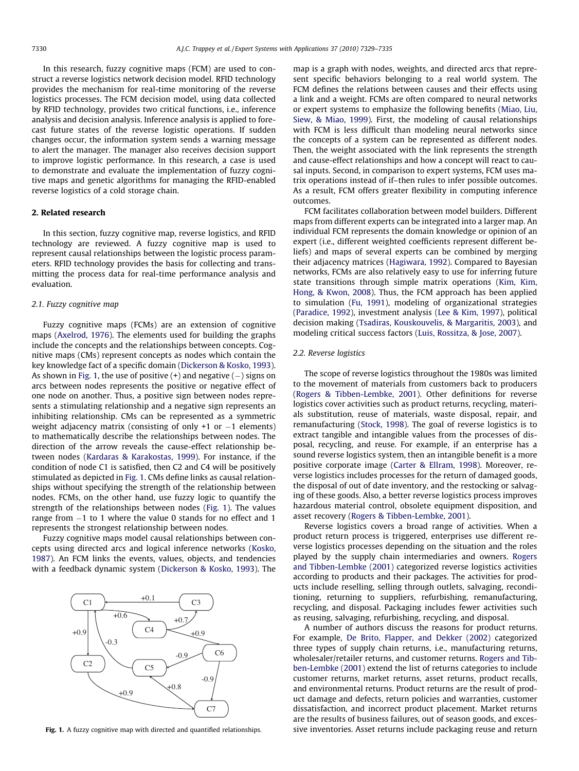In this research, fuzzy cognitive maps (FCM) are used to construct a reverse logistics network decision model. RFID technology provides the mechanism for real-time monitoring of the reverse logistics processes. The FCM decision model, using data collected by RFID technology, provides two critical functions, i.e., inference analysis and decision analysis. Inference analysis is applied to forecast future states of the reverse logistic operations. If sudden changes occur, the information system sends a warning message to alert the manager. The manager also receives decision support to improve logistic performance. In this research, a case is used to demonstrate and evaluate the implementation of fuzzy cognitive maps and genetic algorithms for managing the RFID-enabled reverse logistics of a cold storage chain.

## 2. Related research

In this section, fuzzy cognitive map, reverse logistics, and RFID technology are reviewed. A fuzzy cognitive map is used to represent causal relationships between the logistic process parameters. RFID technology provides the basis for collecting and transmitting the process data for real-time performance analysis and evaluation.

### 2.1. Fuzzy cognitive map

Fuzzy cognitive maps (FCMs) are an extension of cognitive maps (Axelrod, 1976). The elements used for building the graphs include the concepts and the relationships between concepts. Cognitive maps (CMs) represent concepts as nodes which contain the key knowledge fact of a specific domain (Dickerson & Kosko, 1993). As shown in Fig. 1, the use of positive (+) and negative (−) signs on arcs between nodes represents the positive or negative effect of one node on another. Thus, a positive sign between nodes represents a stimulating relationship and a negative sign represents an inhibiting relationship. CMs can be represented as a symmetric weight adjacency matrix (consisting of only +1 or −1 elements) to mathematically describe the relationships between nodes. The direction of the arrow reveals the cause-effect relationship between nodes (Kardaras & Karakostas, 1999). For instance, if the condition of node C1 is satisfied, then C2 and C4 will be positively stimulated as depicted in Fig. 1. CMs define links as causal relationships without specifying the strength of the relationship between nodes. FCMs, on the other hand, use fuzzy logic to quantify the strength of the relationships between nodes (Fig. 1). The values range from −1 to 1 where the value 0 stands for no effect and 1 represents the strongest relationship between nodes.

Fuzzy cognitive maps model causal relationships between concepts using directed arcs and logical inference networks (Kosko, 1987). An FCM links the events, values, objects, and tendencies with a feedback dynamic system (Dickerson & Kosko, 1993). The map is a graph with nodes, weights, and directed arcs that represent specific behaviors belonging to a real world system. The FCM defines the relations between causes and their effects using a link and a weight. FCMs are often compared to neural networks or expert systems to emphasize the following benefits (Miao, Liu, Siew, & Miao, 1999). First, the modeling of causal relationships with FCM is less difficult than modeling neural networks since the concepts of a system can be represented as different nodes. Then, the weight associated with the link represents the strength and cause-effect relationships and how a concept will react to causal inputs. Second, in comparison to expert systems, FCM uses matrix operations instead of if–then rules to infer possible outcomes. As a result, FCM offers greater flexibility in computing inference outcomes.

C1
C2
C3
C4
C5
C6
C7
+0.1
+0.6
+0.7
+0.9
+0.9
-0.3
-0.9
-0.9
+0.8
+0.9

Fig. 1. A fuzzy cognitive map with directed and quantified relationships.

FCM facilitates collaboration between model builders. Different maps from different experts can be integrated into a larger map. An individual FCM represents the domain knowledge or opinion of an expert (i.e., different weighted coefficients represent different beliefs) and maps of several experts can be combined by merging their adjacency matrices (Hagiwara, 1992). Compared to Bayesian networks, FCMs are also relatively easy to use for inferring future state transitions through simple matrix operations (Kim, Kim, Hong, & Kwon, 2008). Thus, the FCM approach has been applied to simulation (Fu, 1991), modeling of organizational strategies (Paradice, 1992), investment analysis (Lee & Kim, 1997), political decision making (Tsadiras, Kouskouvelis, & Margaritis, 2003), and modeling critical success factors (Luis, Rossitza, & Jose, 2007).

### 2.2. Reverse logistics

The scope of reverse logistics throughout the 1980s was limited to the movement of materials from customers back to producers (Rogers & Tibben-Lembke, 2001). Other definitions for reverse logistics cover activities such as product returns, recycling, materials substitution, reuse of materials, waste disposal, repair, and remanufacturing (Stock, 1998). The goal of reverse logistics is to extract tangible and intangible values from the processes of disposal, recycling, and reuse. For example, if an enterprise has a sound reverse logistics system, then an intangible benefit is a more positive corporate image (Carter & Ellram, 1998). Moreover, reverse logistics includes processes for the return of damaged goods, the disposal of out of date inventory, and the restocking or salvaging of these goods. Also, a better reverse logistics process improves hazardous material control, obsolete equipment disposition, and asset recovery (Rogers & Tibben-Lembke, 2001).

Reverse logistics covers a broad range of activities. When a product return process is triggered, enterprises use different reverse logistics processes depending on the situation and the roles played by the supply chain intermediaries and owners. Rogers and Tibben-Lembke (2001) categorized reverse logistics activities according to products and their packages. The activities for products include reselling, selling through outlets, salvaging, reconditioning, returning to suppliers, refurbishing, remanufacturing, recycling, and disposal. Packaging includes fewer activities such as reusing, salvaging, refurbishing, recycling, and disposal.

A number of authors discuss the reasons for product returns. For example, De Brito, Flapper, and Dekker (2002) categorized three types of supply chain returns, i.e., manufacturing returns, wholesaler/retailer returns, and customer returns. Rogers and Tibben-Lembke (2001) extend the list of returns categories to include customer returns, market returns, asset returns, product recalls, and environmental returns. Product returns are the result of product damage and defects, return policies and warranties, customer dissatisfaction, and incorrect product placement. Market returns are the results of business failures, out of season goods, and excessive inventories. Asset returns include packaging reuse and return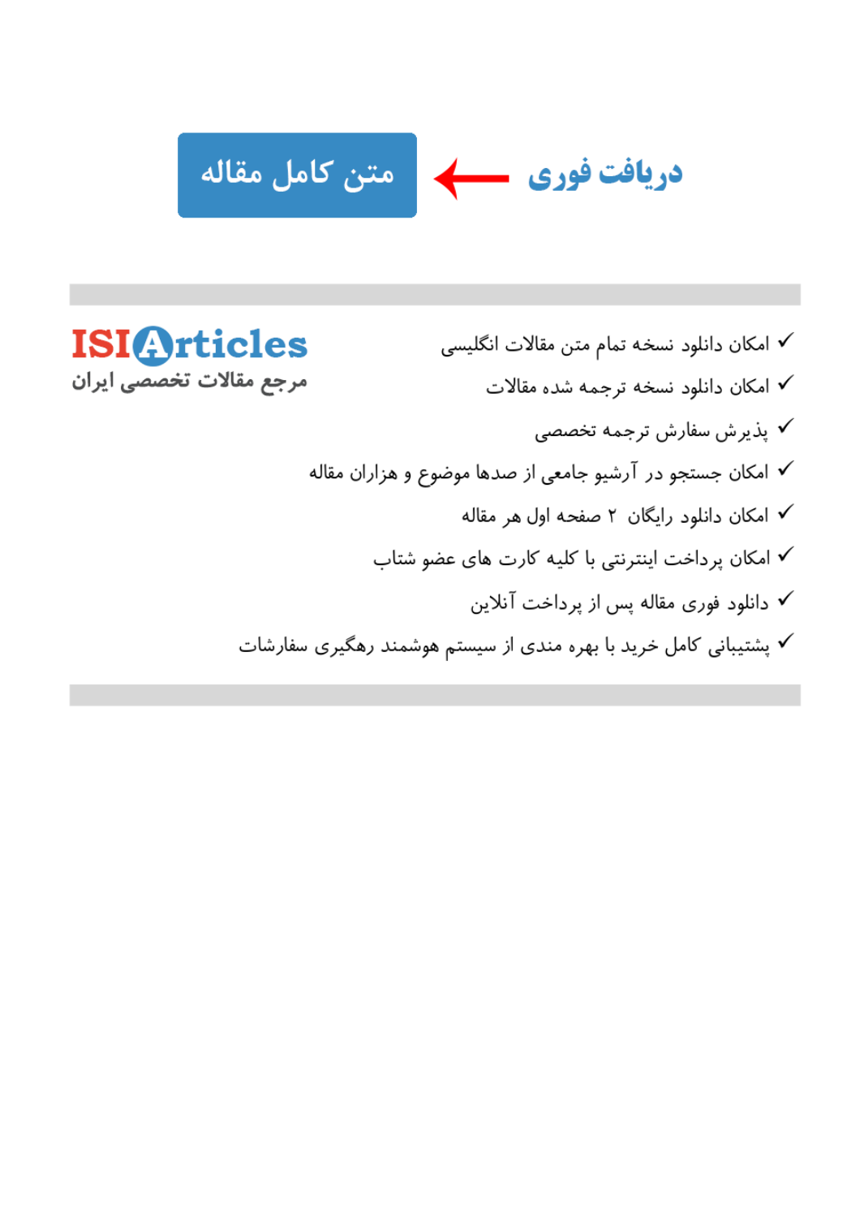دریافت فوری ← متن کامل مقاله

ISIArticles

مرجع مقالات تخصصی ایران

- ✓ امکان دانلود نسخه تمام متن مقالات انگلیسی
- ✓ امکان دانلود نسخه ترجمه شده مقالات
- ✓ پذیرش سفارش ترجمه تخصصی
- ✓ امکان جستجو در آرشیو جامعی از صدها موضوع و هزاران مقاله
- ✓ امکان دانلود رایگان ۲ صفحه اول هر مقاله
- ✓ امکان پرداخت اینترنتی با کلیه کارت های عضو شتاب
- ✓ دانلود فوری مقاله پس از پرداخت آنلاین
- ✓ پشتیبانی کامل خرید با بهره مندی از سیستم هوشمند رهگیری سفارشات